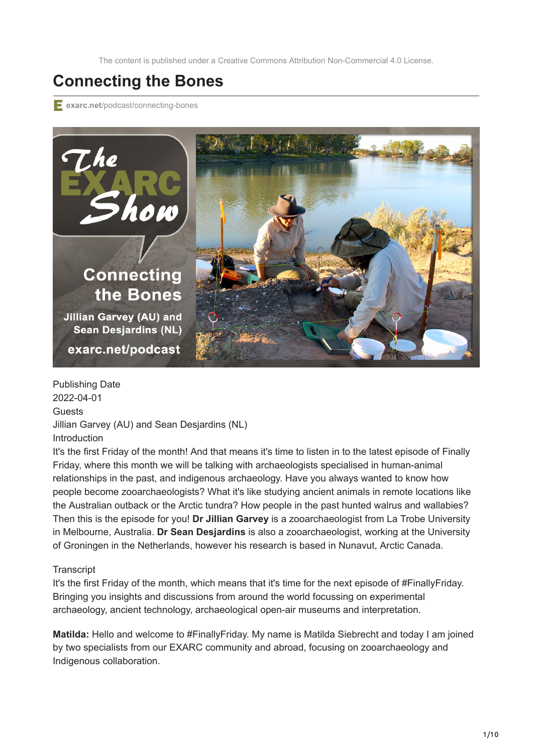The content is published under a Creative Commons Attribution Non-Commercial 4.0 License.

# Connecting the Bones

exarc.net/podcast/connecting-bones

Publishing Date
2022-04-01
Guests
Jillian Garvey (AU) and Sean Desjardins (NL)
Introduction
It's the first Friday of the month! And that means it's time to listen in to the latest episode of Finally Friday, where this month we will be talking with archaeologists specialised in human-animal relationships in the past, and indigenous archaeology. Have you always wanted to know how people become zooarchaeologists? What it's like studying ancient animals in remote locations like the Australian outback or the Arctic tundra? How people in the past hunted walrus and wallabies? Then this is the episode for you! **Dr Jillian Garvey** is a zooarchaeologist from La Trobe University in Melbourne, Australia. **Dr Sean Desjardins** is also a zooarchaeologist, working at the University of Groningen in the Netherlands, however his research is based in Nunavut, Arctic Canada.

Transcript
It's the first Friday of the month, which means that it's time for the next episode of #FinallyFriday. Bringing you insights and discussions from around the world focussing on experimental archaeology, ancient technology, archaeological open-air museums and interpretation.

**Matilda:** Hello and welcome to #FinallyFriday. My name is Matilda Siebrecht and today I am joined by two specialists from our EXARC community and abroad, focusing on zooarchaeology and Indigenous collaboration.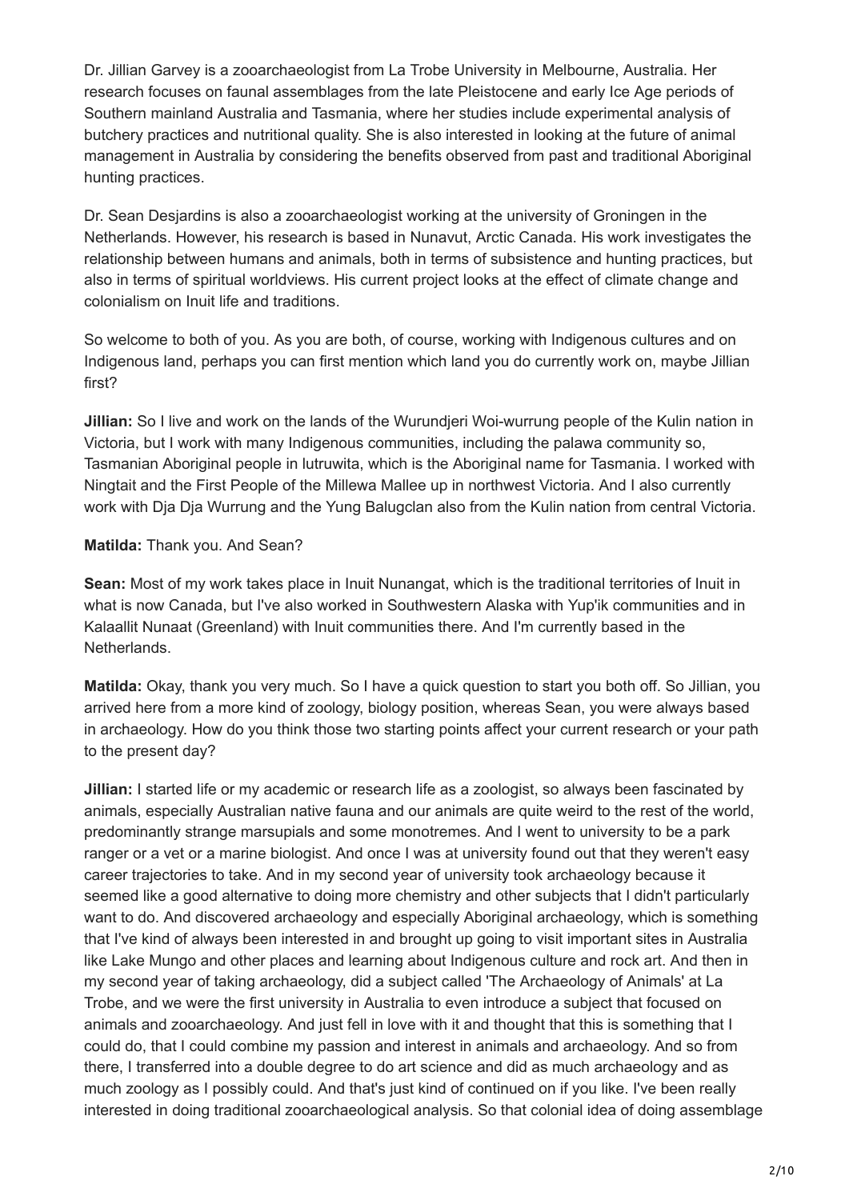Dr. Jillian Garvey is a zooarchaeologist from La Trobe University in Melbourne, Australia. Her research focuses on faunal assemblages from the late Pleistocene and early Ice Age periods of Southern mainland Australia and Tasmania, where her studies include experimental analysis of butchery practices and nutritional quality. She is also interested in looking at the future of animal management in Australia by considering the benefits observed from past and traditional Aboriginal hunting practices.

Dr. Sean Desjardins is also a zooarchaeologist working at the university of Groningen in the Netherlands. However, his research is based in Nunavut, Arctic Canada. His work investigates the relationship between humans and animals, both in terms of subsistence and hunting practices, but also in terms of spiritual worldviews. His current project looks at the effect of climate change and colonialism on Inuit life and traditions.

So welcome to both of you. As you are both, of course, working with Indigenous cultures and on Indigenous land, perhaps you can first mention which land you do currently work on, maybe Jillian first?

**Jillian:** So I live and work on the lands of the Wurundjeri Woi-wurrung people of the Kulin nation in Victoria, but I work with many Indigenous communities, including the palawa community so, Tasmanian Aboriginal people in lutruwita, which is the Aboriginal name for Tasmania. I worked with Ningtait and the First People of the Millewa Mallee up in northwest Victoria. And I also currently work with Dja Dja Wurrung and the Yung Balugclan also from the Kulin nation from central Victoria.

**Matilda:** Thank you. And Sean?

**Sean:** Most of my work takes place in Inuit Nunangat, which is the traditional territories of Inuit in what is now Canada, but I've also worked in Southwestern Alaska with Yup'ik communities and in Kalaallit Nunaat (Greenland) with Inuit communities there. And I'm currently based in the Netherlands.

**Matilda:** Okay, thank you very much. So I have a quick question to start you both off. So Jillian, you arrived here from a more kind of zoology, biology position, whereas Sean, you were always based in archaeology. How do you think those two starting points affect your current research or your path to the present day?

**Jillian:** I started life or my academic or research life as a zoologist, so always been fascinated by animals, especially Australian native fauna and our animals are quite weird to the rest of the world, predominantly strange marsupials and some monotremes. And I went to university to be a park ranger or a vet or a marine biologist. And once I was at university found out that they weren't easy career trajectories to take. And in my second year of university took archaeology because it seemed like a good alternative to doing more chemistry and other subjects that I didn't particularly want to do. And discovered archaeology and especially Aboriginal archaeology, which is something that I've kind of always been interested in and brought up going to visit important sites in Australia like Lake Mungo and other places and learning about Indigenous culture and rock art. And then in my second year of taking archaeology, did a subject called 'The Archaeology of Animals' at La Trobe, and we were the first university in Australia to even introduce a subject that focused on animals and zooarchaeology. And just fell in love with it and thought that this is something that I could do, that I could combine my passion and interest in animals and archaeology. And so from there, I transferred into a double degree to do art science and did as much archaeology and as much zoology as I possibly could. And that's just kind of continued on if you like. I've been really interested in doing traditional zooarchaeological analysis. So that colonial idea of doing assemblage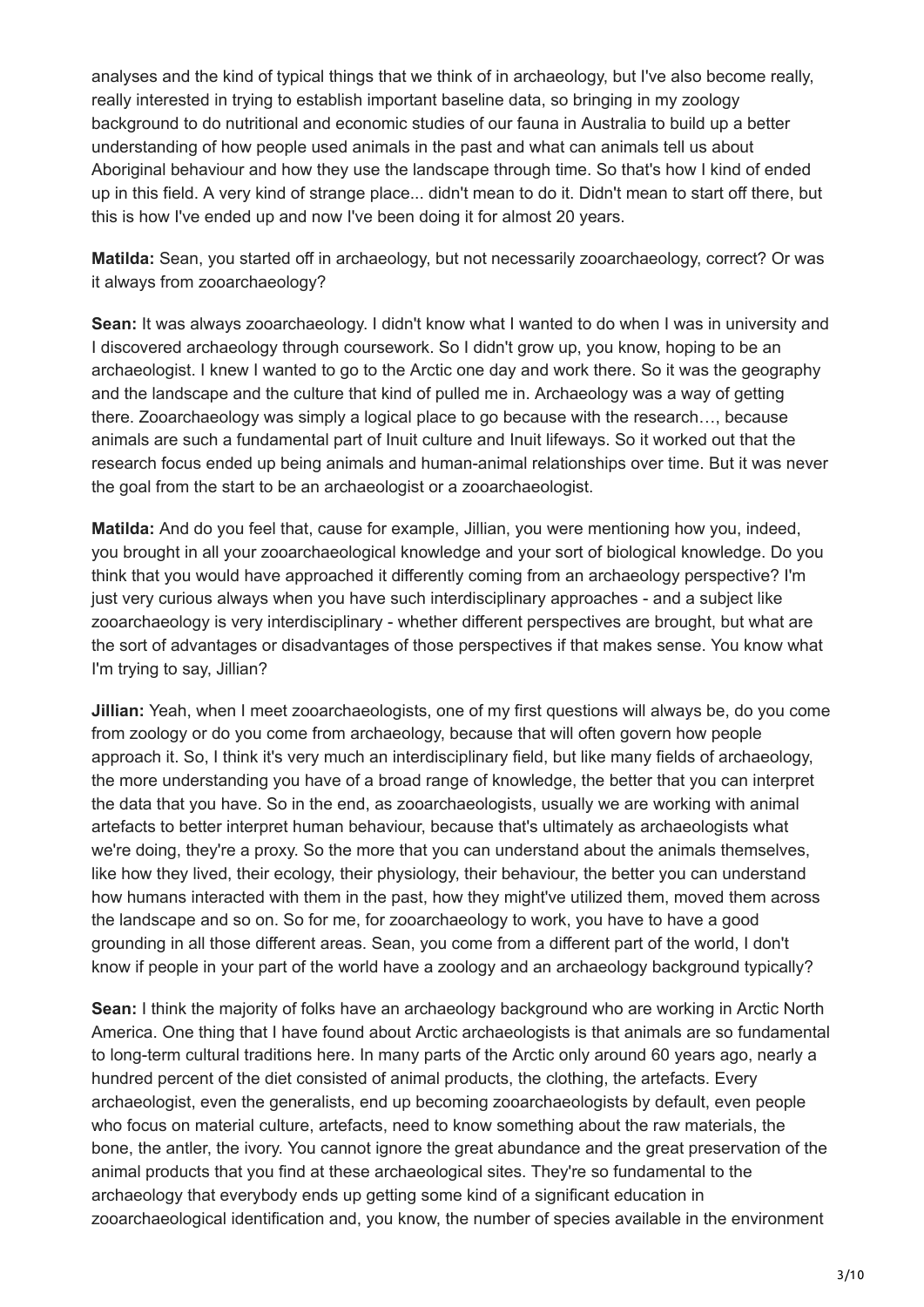analyses and the kind of typical things that we think of in archaeology, but I've also become really, really interested in trying to establish important baseline data, so bringing in my zoology background to do nutritional and economic studies of our fauna in Australia to build up a better understanding of how people used animals in the past and what can animals tell us about Aboriginal behaviour and how they use the landscape through time. So that's how I kind of ended up in this field. A very kind of strange place... didn't mean to do it. Didn't mean to start off there, but this is how I've ended up and now I've been doing it for almost 20 years.

**Matilda:** Sean, you started off in archaeology, but not necessarily zooarchaeology, correct? Or was it always from zooarchaeology?

**Sean:** It was always zooarchaeology. I didn't know what I wanted to do when I was in university and I discovered archaeology through coursework. So I didn't grow up, you know, hoping to be an archaeologist. I knew I wanted to go to the Arctic one day and work there. So it was the geography and the landscape and the culture that kind of pulled me in. Archaeology was a way of getting there. Zooarchaeology was simply a logical place to go because with the research…, because animals are such a fundamental part of Inuit culture and Inuit lifeways. So it worked out that the research focus ended up being animals and human-animal relationships over time. But it was never the goal from the start to be an archaeologist or a zooarchaeologist.

**Matilda:** And do you feel that, cause for example, Jillian, you were mentioning how you, indeed, you brought in all your zooarchaeological knowledge and your sort of biological knowledge. Do you think that you would have approached it differently coming from an archaeology perspective? I'm just very curious always when you have such interdisciplinary approaches - and a subject like zooarchaeology is very interdisciplinary - whether different perspectives are brought, but what are the sort of advantages or disadvantages of those perspectives if that makes sense. You know what I'm trying to say, Jillian?

**Jillian:** Yeah, when I meet zooarchaeologists, one of my first questions will always be, do you come from zoology or do you come from archaeology, because that will often govern how people approach it. So, I think it's very much an interdisciplinary field, but like many fields of archaeology, the more understanding you have of a broad range of knowledge, the better that you can interpret the data that you have. So in the end, as zooarchaeologists, usually we are working with animal artefacts to better interpret human behaviour, because that's ultimately as archaeologists what we're doing, they're a proxy. So the more that you can understand about the animals themselves, like how they lived, their ecology, their physiology, their behaviour, the better you can understand how humans interacted with them in the past, how they might've utilized them, moved them across the landscape and so on. So for me, for zooarchaeology to work, you have to have a good grounding in all those different areas. Sean, you come from a different part of the world, I don't know if people in your part of the world have a zoology and an archaeology background typically?

**Sean:** I think the majority of folks have an archaeology background who are working in Arctic North America. One thing that I have found about Arctic archaeologists is that animals are so fundamental to long-term cultural traditions here. In many parts of the Arctic only around 60 years ago, nearly a hundred percent of the diet consisted of animal products, the clothing, the artefacts. Every archaeologist, even the generalists, end up becoming zooarchaeologists by default, even people who focus on material culture, artefacts, need to know something about the raw materials, the bone, the antler, the ivory. You cannot ignore the great abundance and the great preservation of the animal products that you find at these archaeological sites. They're so fundamental to the archaeology that everybody ends up getting some kind of a significant education in zooarchaeological identification and, you know, the number of species available in the environment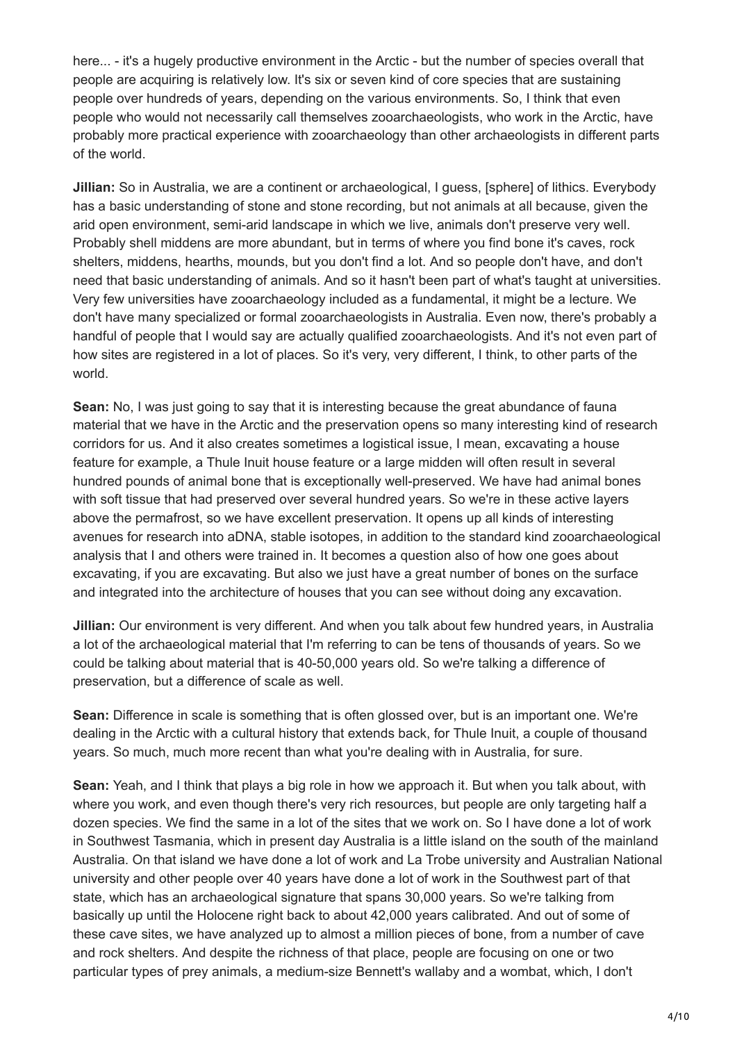here... - it's a hugely productive environment in the Arctic - but the number of species overall that people are acquiring is relatively low. It's six or seven kind of core species that are sustaining people over hundreds of years, depending on the various environments. So, I think that even people who would not necessarily call themselves zooarchaeologists, who work in the Arctic, have probably more practical experience with zooarchaeology than other archaeologists in different parts of the world.

**Jillian:** So in Australia, we are a continent or archaeological, I guess, [sphere] of lithics. Everybody has a basic understanding of stone and stone recording, but not animals at all because, given the arid open environment, semi-arid landscape in which we live, animals don't preserve very well. Probably shell middens are more abundant, but in terms of where you find bone it's caves, rock shelters, middens, hearths, mounds, but you don't find a lot. And so people don't have, and don't need that basic understanding of animals. And so it hasn't been part of what's taught at universities. Very few universities have zooarchaeology included as a fundamental, it might be a lecture. We don't have many specialized or formal zooarchaeologists in Australia. Even now, there's probably a handful of people that I would say are actually qualified zooarchaeologists. And it's not even part of how sites are registered in a lot of places. So it's very, very different, I think, to other parts of the world.

**Sean:** No, I was just going to say that it is interesting because the great abundance of fauna material that we have in the Arctic and the preservation opens so many interesting kind of research corridors for us. And it also creates sometimes a logistical issue, I mean, excavating a house feature for example, a Thule Inuit house feature or a large midden will often result in several hundred pounds of animal bone that is exceptionally well-preserved. We have had animal bones with soft tissue that had preserved over several hundred years. So we're in these active layers above the permafrost, so we have excellent preservation. It opens up all kinds of interesting avenues for research into aDNA, stable isotopes, in addition to the standard kind zooarchaeological analysis that I and others were trained in. It becomes a question also of how one goes about excavating, if you are excavating. But also we just have a great number of bones on the surface and integrated into the architecture of houses that you can see without doing any excavation.

**Jillian:** Our environment is very different. And when you talk about few hundred years, in Australia a lot of the archaeological material that I'm referring to can be tens of thousands of years. So we could be talking about material that is 40-50,000 years old. So we're talking a difference of preservation, but a difference of scale as well.

**Sean:** Difference in scale is something that is often glossed over, but is an important one. We're dealing in the Arctic with a cultural history that extends back, for Thule Inuit, a couple of thousand years. So much, much more recent than what you're dealing with in Australia, for sure.

**Sean:** Yeah, and I think that plays a big role in how we approach it. But when you talk about, with where you work, and even though there's very rich resources, but people are only targeting half a dozen species. We find the same in a lot of the sites that we work on. So I have done a lot of work in Southwest Tasmania, which in present day Australia is a little island on the south of the mainland Australia. On that island we have done a lot of work and La Trobe university and Australian National university and other people over 40 years have done a lot of work in the Southwest part of that state, which has an archaeological signature that spans 30,000 years. So we're talking from basically up until the Holocene right back to about 42,000 years calibrated. And out of some of these cave sites, we have analyzed up to almost a million pieces of bone, from a number of cave and rock shelters. And despite the richness of that place, people are focusing on one or two particular types of prey animals, a medium-size Bennett's wallaby and a wombat, which, I don't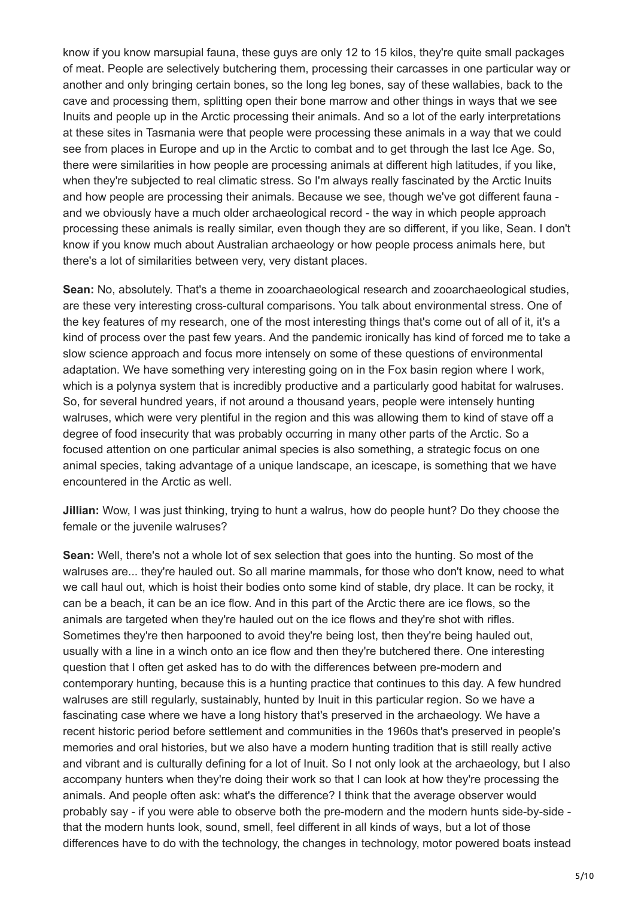know if you know marsupial fauna, these guys are only 12 to 15 kilos, they're quite small packages of meat. People are selectively butchering them, processing their carcasses in one particular way or another and only bringing certain bones, so the long leg bones, say of these wallabies, back to the cave and processing them, splitting open their bone marrow and other things in ways that we see Inuits and people up in the Arctic processing their animals. And so a lot of the early interpretations at these sites in Tasmania were that people were processing these animals in a way that we could see from places in Europe and up in the Arctic to combat and to get through the last Ice Age. So, there were similarities in how people are processing animals at different high latitudes, if you like, when they're subjected to real climatic stress. So I'm always really fascinated by the Arctic Inuits and how people are processing their animals. Because we see, though we've got different fauna - and we obviously have a much older archaeological record - the way in which people approach processing these animals is really similar, even though they are so different, if you like, Sean. I don't know if you know much about Australian archaeology or how people process animals here, but there's a lot of similarities between very, very distant places.

**Sean:** No, absolutely. That's a theme in zooarchaeological research and zooarchaeological studies, are these very interesting cross-cultural comparisons. You talk about environmental stress. One of the key features of my research, one of the most interesting things that's come out of all of it, it's a kind of process over the past few years. And the pandemic ironically has kind of forced me to take a slow science approach and focus more intensely on some of these questions of environmental adaptation. We have something very interesting going on in the Fox basin region where I work, which is a polynya system that is incredibly productive and a particularly good habitat for walruses. So, for several hundred years, if not around a thousand years, people were intensely hunting walruses, which were very plentiful in the region and this was allowing them to kind of stave off a degree of food insecurity that was probably occurring in many other parts of the Arctic. So a focused attention on one particular animal species is also something, a strategic focus on one animal species, taking advantage of a unique landscape, an icescape, is something that we have encountered in the Arctic as well.

**Jillian:** Wow, I was just thinking, trying to hunt a walrus, how do people hunt? Do they choose the female or the juvenile walruses?

**Sean:** Well, there's not a whole lot of sex selection that goes into the hunting. So most of the walruses are... they're hauled out. So all marine mammals, for those who don't know, need to what we call haul out, which is hoist their bodies onto some kind of stable, dry place. It can be rocky, it can be a beach, it can be an ice flow. And in this part of the Arctic there are ice flows, so the animals are targeted when they're hauled out on the ice flows and they're shot with rifles. Sometimes they're then harpooned to avoid they're being lost, then they're being hauled out, usually with a line in a winch onto an ice flow and then they're butchered there. One interesting question that I often get asked has to do with the differences between pre-modern and contemporary hunting, because this is a hunting practice that continues to this day. A few hundred walruses are still regularly, sustainably, hunted by Inuit in this particular region. So we have a fascinating case where we have a long history that's preserved in the archaeology. We have a recent historic period before settlement and communities in the 1960s that's preserved in people's memories and oral histories, but we also have a modern hunting tradition that is still really active and vibrant and is culturally defining for a lot of Inuit. So I not only look at the archaeology, but I also accompany hunters when they're doing their work so that I can look at how they're processing the animals. And people often ask: what's the difference? I think that the average observer would probably say - if you were able to observe both the pre-modern and the modern hunts side-by-side - that the modern hunts look, sound, smell, feel different in all kinds of ways, but a lot of those differences have to do with the technology, the changes in technology, motor powered boats instead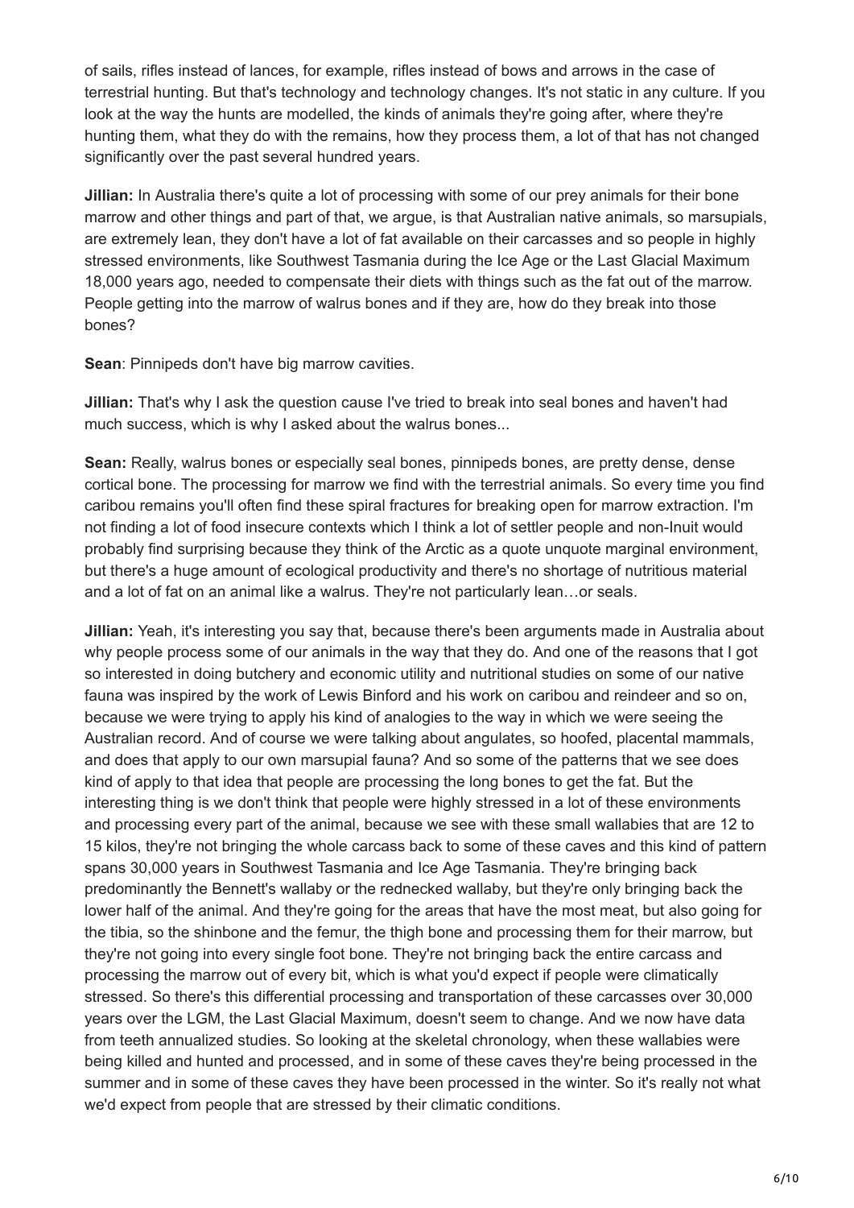of sails, rifles instead of lances, for example, rifles instead of bows and arrows in the case of terrestrial hunting. But that's technology and technology changes. It's not static in any culture. If you look at the way the hunts are modelled, the kinds of animals they're going after, where they're hunting them, what they do with the remains, how they process them, a lot of that has not changed significantly over the past several hundred years.

**Jillian:** In Australia there's quite a lot of processing with some of our prey animals for their bone marrow and other things and part of that, we argue, is that Australian native animals, so marsupials, are extremely lean, they don't have a lot of fat available on their carcasses and so people in highly stressed environments, like Southwest Tasmania during the Ice Age or the Last Glacial Maximum 18,000 years ago, needed to compensate their diets with things such as the fat out of the marrow. People getting into the marrow of walrus bones and if they are, how do they break into those bones?

**Sean**: Pinnipeds don't have big marrow cavities.

**Jillian:** That's why I ask the question cause I've tried to break into seal bones and haven't had much success, which is why I asked about the walrus bones...

**Sean:** Really, walrus bones or especially seal bones, pinnipeds bones, are pretty dense, dense cortical bone. The processing for marrow we find with the terrestrial animals. So every time you find caribou remains you'll often find these spiral fractures for breaking open for marrow extraction. I'm not finding a lot of food insecure contexts which I think a lot of settler people and non-Inuit would probably find surprising because they think of the Arctic as a quote unquote marginal environment, but there's a huge amount of ecological productivity and there's no shortage of nutritious material and a lot of fat on an animal like a walrus. They're not particularly lean…or seals.

**Jillian:** Yeah, it's interesting you say that, because there's been arguments made in Australia about why people process some of our animals in the way that they do. And one of the reasons that I got so interested in doing butchery and economic utility and nutritional studies on some of our native fauna was inspired by the work of Lewis Binford and his work on caribou and reindeer and so on, because we were trying to apply his kind of analogies to the way in which we were seeing the Australian record. And of course we were talking about angulates, so hoofed, placental mammals, and does that apply to our own marsupial fauna? And so some of the patterns that we see does kind of apply to that idea that people are processing the long bones to get the fat. But the interesting thing is we don't think that people were highly stressed in a lot of these environments and processing every part of the animal, because we see with these small wallabies that are 12 to 15 kilos, they're not bringing the whole carcass back to some of these caves and this kind of pattern spans 30,000 years in Southwest Tasmania and Ice Age Tasmania. They're bringing back predominantly the Bennett's wallaby or the rednecked wallaby, but they're only bringing back the lower half of the animal. And they're going for the areas that have the most meat, but also going for the tibia, so the shinbone and the femur, the thigh bone and processing them for their marrow, but they're not going into every single foot bone. They're not bringing back the entire carcass and processing the marrow out of every bit, which is what you'd expect if people were climatically stressed. So there's this differential processing and transportation of these carcasses over 30,000 years over the LGM, the Last Glacial Maximum, doesn't seem to change. And we now have data from teeth annualized studies. So looking at the skeletal chronology, when these wallabies were being killed and hunted and processed, and in some of these caves they're being processed in the summer and in some of these caves they have been processed in the winter. So it's really not what we'd expect from people that are stressed by their climatic conditions.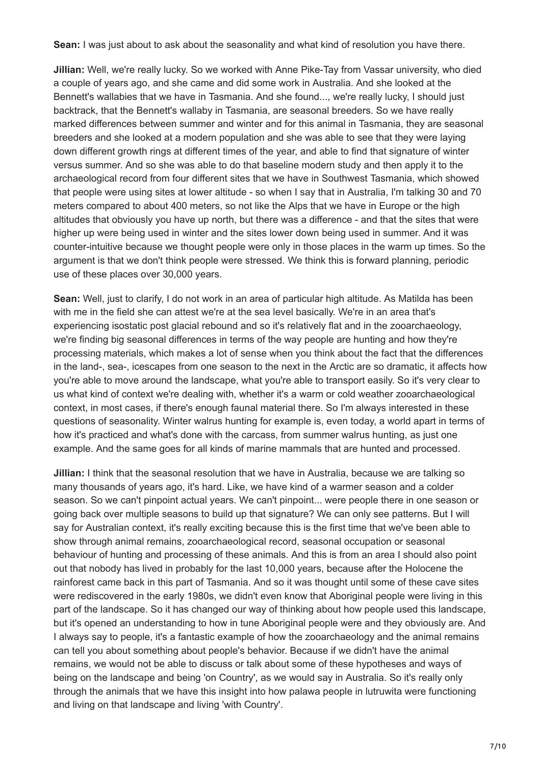**Sean:** I was just about to ask about the seasonality and what kind of resolution you have there.

**Jillian:** Well, we're really lucky. So we worked with Anne Pike-Tay from Vassar university, who died a couple of years ago, and she came and did some work in Australia. And she looked at the Bennett's wallabies that we have in Tasmania. And she found..., we're really lucky, I should just backtrack, that the Bennett's wallaby in Tasmania, are seasonal breeders. So we have really marked differences between summer and winter and for this animal in Tasmania, they are seasonal breeders and she looked at a modern population and she was able to see that they were laying down different growth rings at different times of the year, and able to find that signature of winter versus summer. And so she was able to do that baseline modern study and then apply it to the archaeological record from four different sites that we have in Southwest Tasmania, which showed that people were using sites at lower altitude - so when I say that in Australia, I'm talking 30 and 70 meters compared to about 400 meters, so not like the Alps that we have in Europe or the high altitudes that obviously you have up north, but there was a difference - and that the sites that were higher up were being used in winter and the sites lower down being used in summer. And it was counter-intuitive because we thought people were only in those places in the warm up times. So the argument is that we don't think people were stressed. We think this is forward planning, periodic use of these places over 30,000 years.

**Sean:** Well, just to clarify, I do not work in an area of particular high altitude. As Matilda has been with me in the field she can attest we're at the sea level basically. We're in an area that's experiencing isostatic post glacial rebound and so it's relatively flat and in the zooarchaeology, we're finding big seasonal differences in terms of the way people are hunting and how they're processing materials, which makes a lot of sense when you think about the fact that the differences in the land-, sea-, icescapes from one season to the next in the Arctic are so dramatic, it affects how you're able to move around the landscape, what you're able to transport easily. So it's very clear to us what kind of context we're dealing with, whether it's a warm or cold weather zooarchaeological context, in most cases, if there's enough faunal material there. So I'm always interested in these questions of seasonality. Winter walrus hunting for example is, even today, a world apart in terms of how it's practiced and what's done with the carcass, from summer walrus hunting, as just one example. And the same goes for all kinds of marine mammals that are hunted and processed.

**Jillian:** I think that the seasonal resolution that we have in Australia, because we are talking so many thousands of years ago, it's hard. Like, we have kind of a warmer season and a colder season. So we can't pinpoint actual years. We can't pinpoint... were people there in one season or going back over multiple seasons to build up that signature? We can only see patterns. But I will say for Australian context, it's really exciting because this is the first time that we've been able to show through animal remains, zooarchaeological record, seasonal occupation or seasonal behaviour of hunting and processing of these animals. And this is from an area I should also point out that nobody has lived in probably for the last 10,000 years, because after the Holocene the rainforest came back in this part of Tasmania. And so it was thought until some of these cave sites were rediscovered in the early 1980s, we didn't even know that Aboriginal people were living in this part of the landscape. So it has changed our way of thinking about how people used this landscape, but it's opened an understanding to how in tune Aboriginal people were and they obviously are. And I always say to people, it's a fantastic example of how the zooarchaeology and the animal remains can tell you about something about people's behavior. Because if we didn't have the animal remains, we would not be able to discuss or talk about some of these hypotheses and ways of being on the landscape and being 'on Country', as we would say in Australia. So it's really only through the animals that we have this insight into how palawa people in lutruwita were functioning and living on that landscape and living 'with Country'.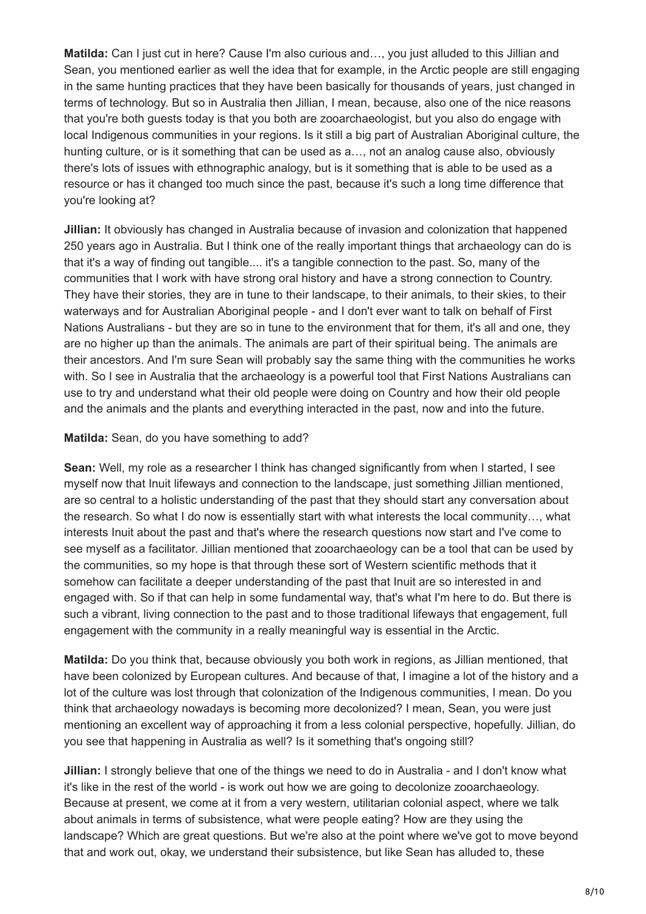**Matilda:** Can I just cut in here? Cause I'm also curious and…, you just alluded to this Jillian and Sean, you mentioned earlier as well the idea that for example, in the Arctic people are still engaging in the same hunting practices that they have been basically for thousands of years, just changed in terms of technology. But so in Australia then Jillian, I mean, because, also one of the nice reasons that you're both guests today is that you both are zooarchaeologist, but you also do engage with local Indigenous communities in your regions. Is it still a big part of Australian Aboriginal culture, the hunting culture, or is it something that can be used as a…, not an analog cause also, obviously there's lots of issues with ethnographic analogy, but is it something that is able to be used as a resource or has it changed too much since the past, because it's such a long time difference that you're looking at?

**Jillian:** It obviously has changed in Australia because of invasion and colonization that happened 250 years ago in Australia. But I think one of the really important things that archaeology can do is that it's a way of finding out tangible.... it's a tangible connection to the past. So, many of the communities that I work with have strong oral history and have a strong connection to Country. They have their stories, they are in tune to their landscape, to their animals, to their skies, to their waterways and for Australian Aboriginal people - and I don't ever want to talk on behalf of First Nations Australians - but they are so in tune to the environment that for them, it's all and one, they are no higher up than the animals. The animals are part of their spiritual being. The animals are their ancestors. And I'm sure Sean will probably say the same thing with the communities he works with. So I see in Australia that the archaeology is a powerful tool that First Nations Australians can use to try and understand what their old people were doing on Country and how their old people and the animals and the plants and everything interacted in the past, now and into the future.

**Matilda:** Sean, do you have something to add?

**Sean:** Well, my role as a researcher I think has changed significantly from when I started, I see myself now that Inuit lifeways and connection to the landscape, just something Jillian mentioned, are so central to a holistic understanding of the past that they should start any conversation about the research. So what I do now is essentially start with what interests the local community…, what interests Inuit about the past and that's where the research questions now start and I've come to see myself as a facilitator. Jillian mentioned that zooarchaeology can be a tool that can be used by the communities, so my hope is that through these sort of Western scientific methods that it somehow can facilitate a deeper understanding of the past that Inuit are so interested in and engaged with. So if that can help in some fundamental way, that's what I'm here to do. But there is such a vibrant, living connection to the past and to those traditional lifeways that engagement, full engagement with the community in a really meaningful way is essential in the Arctic.

**Matilda:** Do you think that, because obviously you both work in regions, as Jillian mentioned, that have been colonized by European cultures. And because of that, I imagine a lot of the history and a lot of the culture was lost through that colonization of the Indigenous communities, I mean. Do you think that archaeology nowadays is becoming more decolonized? I mean, Sean, you were just mentioning an excellent way of approaching it from a less colonial perspective, hopefully. Jillian, do you see that happening in Australia as well? Is it something that's ongoing still?

**Jillian:** I strongly believe that one of the things we need to do in Australia - and I don't know what it's like in the rest of the world - is work out how we are going to decolonize zooarchaeology. Because at present, we come at it from a very western, utilitarian colonial aspect, where we talk about animals in terms of subsistence, what were people eating? How are they using the landscape? Which are great questions. But we're also at the point where we've got to move beyond that and work out, okay, we understand their subsistence, but like Sean has alluded to, these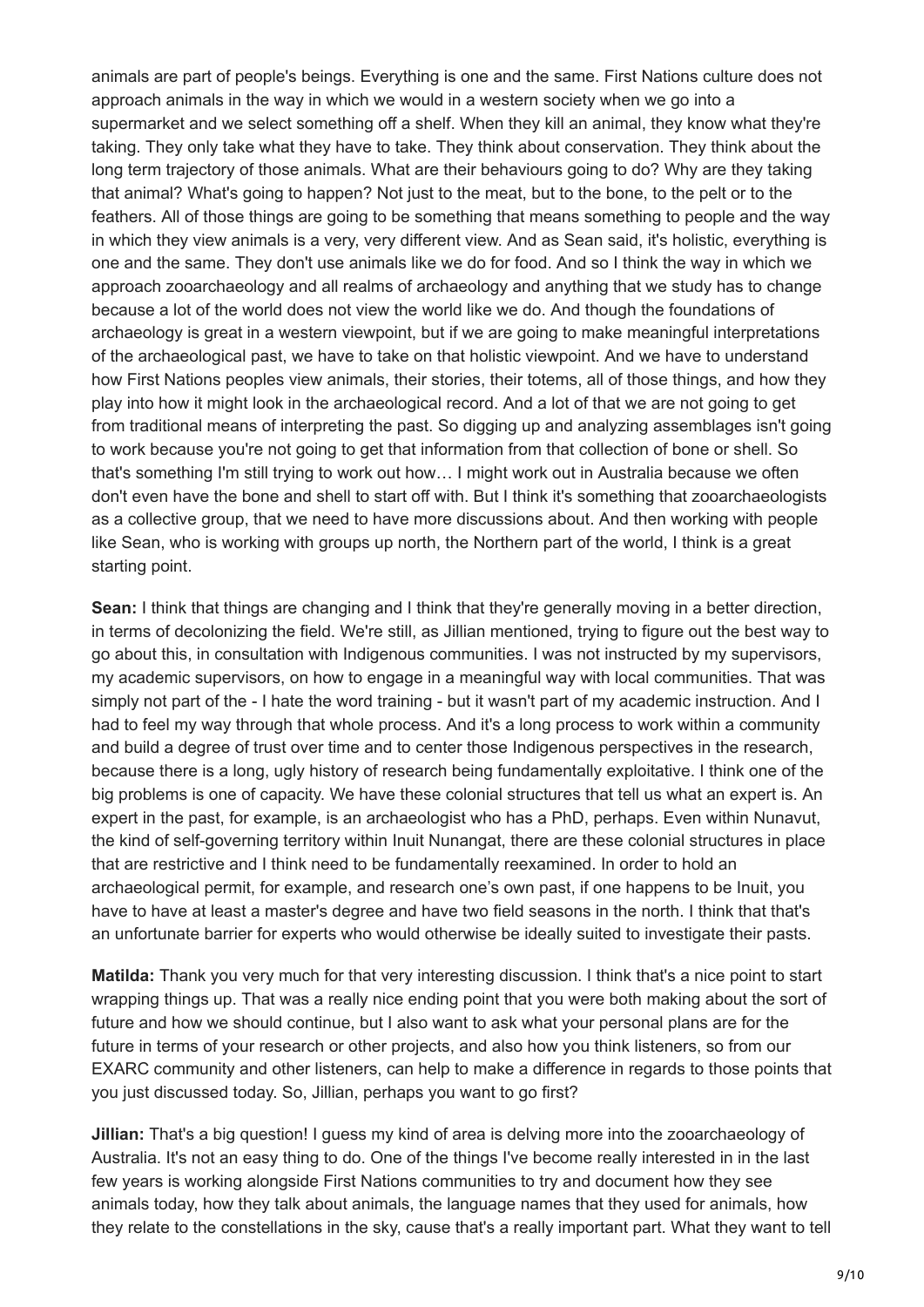animals are part of people's beings. Everything is one and the same. First Nations culture does not approach animals in the way in which we would in a western society when we go into a supermarket and we select something off a shelf. When they kill an animal, they know what they're taking. They only take what they have to take. They think about conservation. They think about the long term trajectory of those animals. What are their behaviours going to do? Why are they taking that animal? What's going to happen? Not just to the meat, but to the bone, to the pelt or to the feathers. All of those things are going to be something that means something to people and the way in which they view animals is a very, very different view. And as Sean said, it's holistic, everything is one and the same. They don't use animals like we do for food. And so I think the way in which we approach zooarchaeology and all realms of archaeology and anything that we study has to change because a lot of the world does not view the world like we do. And though the foundations of archaeology is great in a western viewpoint, but if we are going to make meaningful interpretations of the archaeological past, we have to take on that holistic viewpoint. And we have to understand how First Nations peoples view animals, their stories, their totems, all of those things, and how they play into how it might look in the archaeological record. And a lot of that we are not going to get from traditional means of interpreting the past. So digging up and analyzing assemblages isn't going to work because you're not going to get that information from that collection of bone or shell. So that's something I'm still trying to work out how… I might work out in Australia because we often don't even have the bone and shell to start off with. But I think it's something that zooarchaeologists as a collective group, that we need to have more discussions about. And then working with people like Sean, who is working with groups up north, the Northern part of the world, I think is a great starting point.

**Sean:** I think that things are changing and I think that they're generally moving in a better direction, in terms of decolonizing the field. We're still, as Jillian mentioned, trying to figure out the best way to go about this, in consultation with Indigenous communities. I was not instructed by my supervisors, my academic supervisors, on how to engage in a meaningful way with local communities. That was simply not part of the - I hate the word training - but it wasn't part of my academic instruction. And I had to feel my way through that whole process. And it's a long process to work within a community and build a degree of trust over time and to center those Indigenous perspectives in the research, because there is a long, ugly history of research being fundamentally exploitative. I think one of the big problems is one of capacity. We have these colonial structures that tell us what an expert is. An expert in the past, for example, is an archaeologist who has a PhD, perhaps. Even within Nunavut, the kind of self-governing territory within Inuit Nunangat, there are these colonial structures in place that are restrictive and I think need to be fundamentally reexamined. In order to hold an archaeological permit, for example, and research one's own past, if one happens to be Inuit, you have to have at least a master's degree and have two field seasons in the north. I think that that's an unfortunate barrier for experts who would otherwise be ideally suited to investigate their pasts.

**Matilda:** Thank you very much for that very interesting discussion. I think that's a nice point to start wrapping things up. That was a really nice ending point that you were both making about the sort of future and how we should continue, but I also want to ask what your personal plans are for the future in terms of your research or other projects, and also how you think listeners, so from our EXARC community and other listeners, can help to make a difference in regards to those points that you just discussed today. So, Jillian, perhaps you want to go first?

**Jillian:** That's a big question! I guess my kind of area is delving more into the zooarchaeology of Australia. It's not an easy thing to do. One of the things I've become really interested in in the last few years is working alongside First Nations communities to try and document how they see animals today, how they talk about animals, the language names that they used for animals, how they relate to the constellations in the sky, cause that's a really important part. What they want to tell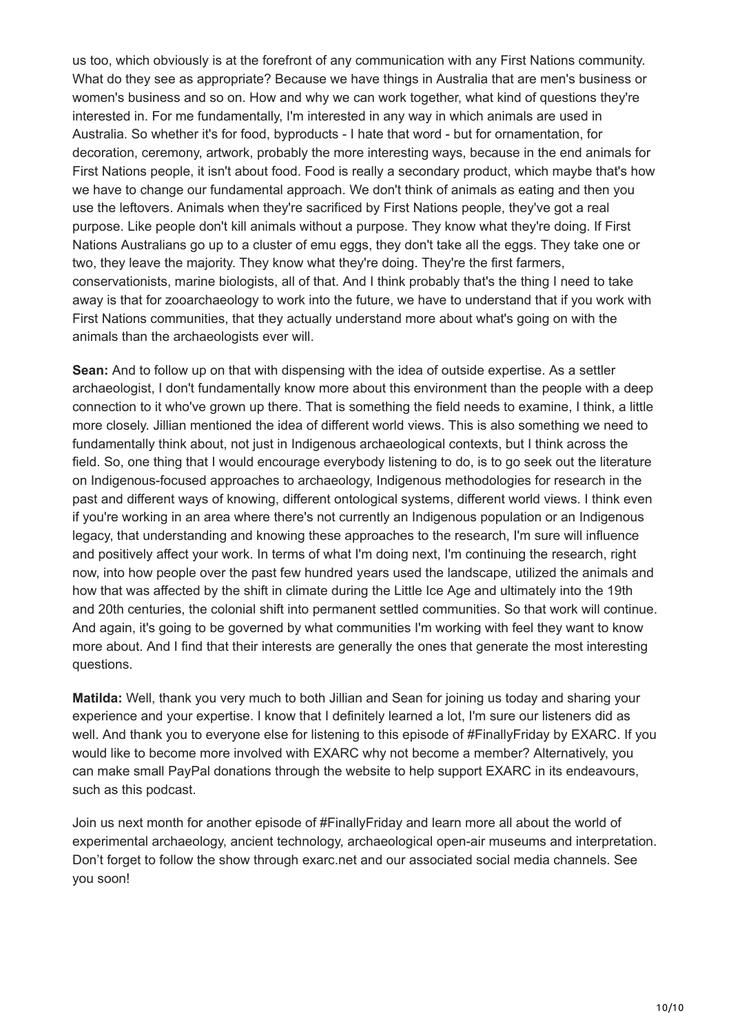us too, which obviously is at the forefront of any communication with any First Nations community. What do they see as appropriate? Because we have things in Australia that are men's business or women's business and so on. How and why we can work together, what kind of questions they're interested in. For me fundamentally, I'm interested in any way in which animals are used in Australia. So whether it's for food, byproducts - I hate that word - but for ornamentation, for decoration, ceremony, artwork, probably the more interesting ways, because in the end animals for First Nations people, it isn't about food. Food is really a secondary product, which maybe that's how we have to change our fundamental approach. We don't think of animals as eating and then you use the leftovers. Animals when they're sacrificed by First Nations people, they've got a real purpose. Like people don't kill animals without a purpose. They know what they're doing. If First Nations Australians go up to a cluster of emu eggs, they don't take all the eggs. They take one or two, they leave the majority. They know what they're doing. They're the first farmers, conservationists, marine biologists, all of that. And I think probably that's the thing I need to take away is that for zooarchaeology to work into the future, we have to understand that if you work with First Nations communities, that they actually understand more about what's going on with the animals than the archaeologists ever will.

**Sean:** And to follow up on that with dispensing with the idea of outside expertise. As a settler archaeologist, I don't fundamentally know more about this environment than the people with a deep connection to it who've grown up there. That is something the field needs to examine, I think, a little more closely. Jillian mentioned the idea of different world views. This is also something we need to fundamentally think about, not just in Indigenous archaeological contexts, but I think across the field. So, one thing that I would encourage everybody listening to do, is to go seek out the literature on Indigenous-focused approaches to archaeology, Indigenous methodologies for research in the past and different ways of knowing, different ontological systems, different world views. I think even if you're working in an area where there's not currently an Indigenous population or an Indigenous legacy, that understanding and knowing these approaches to the research, I'm sure will influence and positively affect your work. In terms of what I'm doing next, I'm continuing the research, right now, into how people over the past few hundred years used the landscape, utilized the animals and how that was affected by the shift in climate during the Little Ice Age and ultimately into the 19th and 20th centuries, the colonial shift into permanent settled communities. So that work will continue. And again, it's going to be governed by what communities I'm working with feel they want to know more about. And I find that their interests are generally the ones that generate the most interesting questions.

**Matilda:** Well, thank you very much to both Jillian and Sean for joining us today and sharing your experience and your expertise. I know that I definitely learned a lot, I'm sure our listeners did as well. And thank you to everyone else for listening to this episode of #FinallyFriday by EXARC. If you would like to become more involved with EXARC why not become a member? Alternatively, you can make small PayPal donations through the website to help support EXARC in its endeavours, such as this podcast.

Join us next month for another episode of #FinallyFriday and learn more all about the world of experimental archaeology, ancient technology, archaeological open-air museums and interpretation. Don't forget to follow the show through exarc.net and our associated social media channels. See you soon!